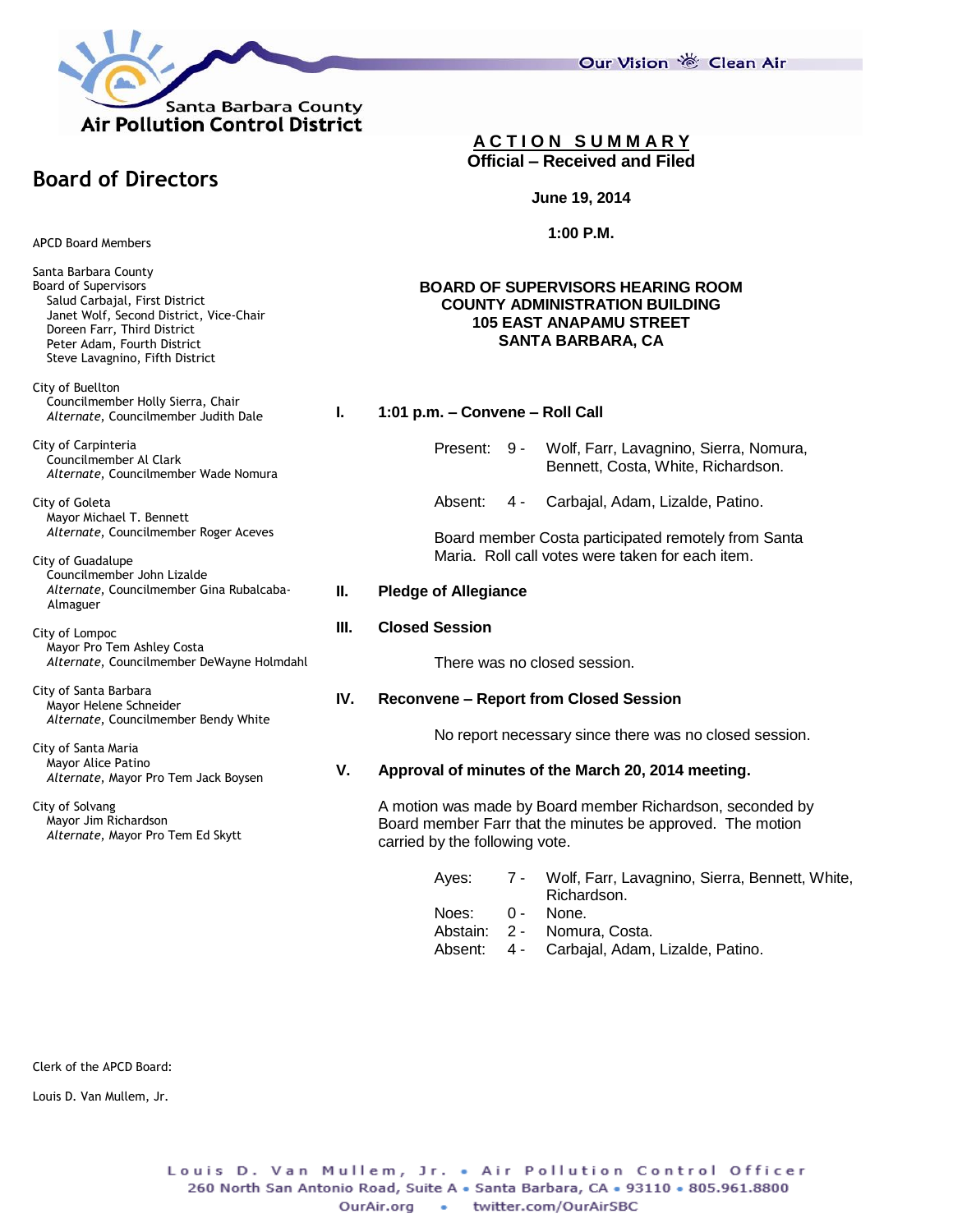Santa Barbara County
**Air Pollution Control District**

Our Vision Clean Air

## Board of Directors

APCD Board Members

Santa Barbara County
Board of Supervisors
- Salud Carbajal, First District
- Janet Wolf, Second District, Vice-Chair
- Doreen Farr, Third District
- Peter Adam, Fourth District
- Steve Lavagnino, Fifth District

City of Buellton
- Councilmember Holly Sierra, Chair
- *Alternate*, Councilmember Judith Dale

City of Carpinteria
- Councilmember Al Clark
- *Alternate*, Councilmember Wade Nomura

City of Goleta
- Mayor Michael T. Bennett
- *Alternate*, Councilmember Roger Aceves

City of Guadalupe
- Councilmember John Lizalde
- *Alternate*, Councilmember Gina Rubalcaba-Almaguer

City of Lompoc
- Mayor Pro Tem Ashley Costa
- *Alternate*, Councilmember DeWayne Holmdahl

City of Santa Barbara
- Mayor Helene Schneider
- *Alternate*, Councilmember Bendy White

City of Santa Maria
- Mayor Alice Patino
- *Alternate*, Mayor Pro Tem Jack Boysen

City of Solvang
- Mayor Jim Richardson
- *Alternate*, Mayor Pro Tem Ed Skytt

Clerk of the APCD Board:

Louis D. Van Mullem, Jr.

# ACTION SUMMARY

**Official – Received and Filed**

**June 19, 2014**

**1:00 P.M.**

**BOARD OF SUPERVISORS HEARING ROOM**
**COUNTY ADMINISTRATION BUILDING**
**105 EAST ANAPAMU STREET**
**SANTA BARBARA, CA**

## I. 1:01 p.m. – Convene – Roll Call

Present: 9 - Wolf, Farr, Lavagnino, Sierra, Nomura, Bennett, Costa, White, Richardson.

Absent: 4 - Carbajal, Adam, Lizalde, Patino.

Board member Costa participated remotely from Santa Maria. Roll call votes were taken for each item.

## II. Pledge of Allegiance

## III. Closed Session

There was no closed session.

## IV. Reconvene – Report from Closed Session

No report necessary since there was no closed session.

## V. Approval of minutes of the March 20, 2014 meeting.

A motion was made by Board member Richardson, seconded by Board member Farr that the minutes be approved. The motion carried by the following vote.

Ayes: 7 - Wolf, Farr, Lavagnino, Sierra, Bennett, White, Richardson.
Noes: 0 - None.
Abstain: 2 - Nomura, Costa.
Absent: 4 - Carbajal, Adam, Lizalde, Patino.

Louis D. Van Mullem, Jr. • Air Pollution Control Officer
260 North San Antonio Road, Suite A • Santa Barbara, CA • 93110 • 805.961.8800
OurAir.org • twitter.com/OurAirSBC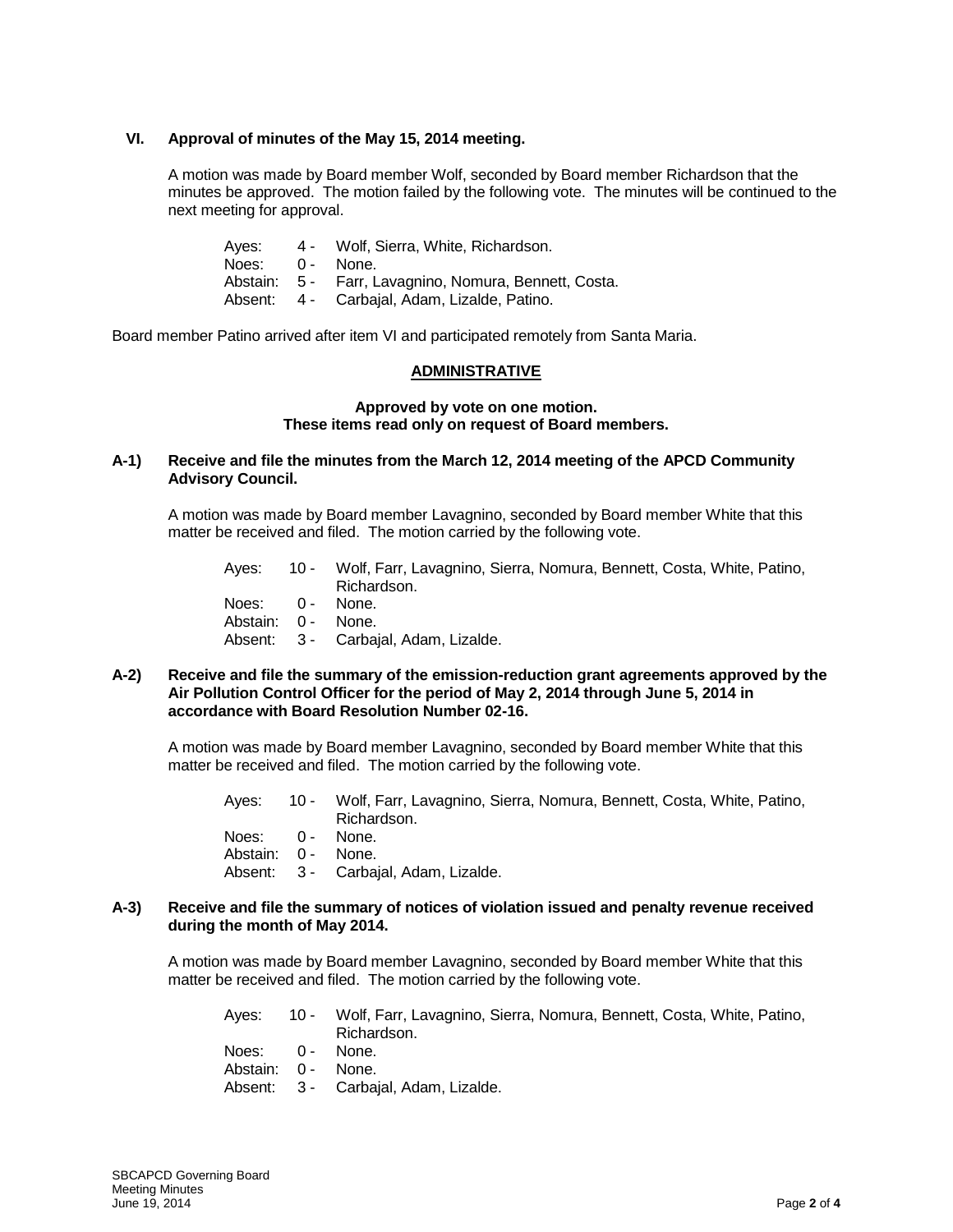### VI. Approval of minutes of the May 15, 2014 meeting.

A motion was made by Board member Wolf, seconded by Board member Richardson that the minutes be approved. The motion failed by the following vote. The minutes will be continued to the next meeting for approval.

| | | |
|---|---|---|
| Ayes: | 4 - | Wolf, Sierra, White, Richardson. |
| Noes: | 0 - | None. |
| Abstain: | 5 - | Farr, Lavagnino, Nomura, Bennett, Costa. |
| Absent: | 4 - | Carbajal, Adam, Lizalde, Patino. |

Board member Patino arrived after item VI and participated remotely from Santa Maria.

## ADMINISTRATIVE

**Approved by vote on one motion.**
**These items read only on request of Board members.**

### A-1) Receive and file the minutes from the March 12, 2014 meeting of the APCD Community Advisory Council.

A motion was made by Board member Lavagnino, seconded by Board member White that this matter be received and filed. The motion carried by the following vote.

| | | |
|---|---|---|
| Ayes: | 10 - | Wolf, Farr, Lavagnino, Sierra, Nomura, Bennett, Costa, White, Patino, Richardson. |
| Noes: | 0 - | None. |
| Abstain: | 0 - | None. |
| Absent: | 3 - | Carbajal, Adam, Lizalde. |

### A-2) Receive and file the summary of the emission-reduction grant agreements approved by the Air Pollution Control Officer for the period of May 2, 2014 through June 5, 2014 in accordance with Board Resolution Number 02-16.

A motion was made by Board member Lavagnino, seconded by Board member White that this matter be received and filed. The motion carried by the following vote.

| | | |
|---|---|---|
| Ayes: | 10 - | Wolf, Farr, Lavagnino, Sierra, Nomura, Bennett, Costa, White, Patino, Richardson. |
| Noes: | 0 - | None. |
| Abstain: | 0 - | None. |
| Absent: | 3 - | Carbajal, Adam, Lizalde. |

### A-3) Receive and file the summary of notices of violation issued and penalty revenue received during the month of May 2014.

A motion was made by Board member Lavagnino, seconded by Board member White that this matter be received and filed. The motion carried by the following vote.

| | | |
|---|---|---|
| Ayes: | 10 - | Wolf, Farr, Lavagnino, Sierra, Nomura, Bennett, Costa, White, Patino, Richardson. |
| Noes: | 0 - | None. |
| Abstain: | 0 - | None. |
| Absent: | 3 - | Carbajal, Adam, Lizalde. |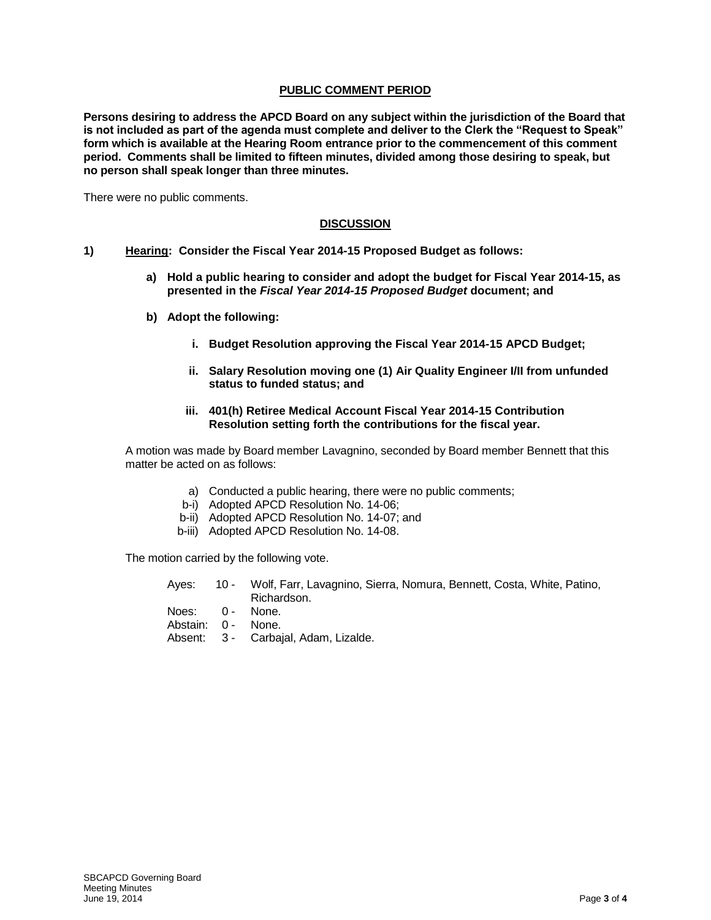## PUBLIC COMMENT PERIOD

**Persons desiring to address the APCD Board on any subject within the jurisdiction of the Board that is not included as part of the agenda must complete and deliver to the Clerk the "Request to Speak" form which is available at the Hearing Room entrance prior to the commencement of this comment period. Comments shall be limited to fifteen minutes, divided among those desiring to speak, but no person shall speak longer than three minutes.**

There were no public comments.

## DISCUSSION

**1) Hearing: Consider the Fiscal Year 2014-15 Proposed Budget as follows:**

**a) Hold a public hearing to consider and adopt the budget for Fiscal Year 2014-15, as presented in the *Fiscal Year 2014-15 Proposed Budget* document; and**

**b) Adopt the following:**

**i. Budget Resolution approving the Fiscal Year 2014-15 APCD Budget;**

**ii. Salary Resolution moving one (1) Air Quality Engineer I/II from unfunded status to funded status; and**

**iii. 401(h) Retiree Medical Account Fiscal Year 2014-15 Contribution Resolution setting forth the contributions for the fiscal year.**

A motion was made by Board member Lavagnino, seconded by Board member Bennett that this matter be acted on as follows:

a) Conducted a public hearing, there were no public comments;
b-i) Adopted APCD Resolution No. 14-06;
b-ii) Adopted APCD Resolution No. 14-07; and
b-iii) Adopted APCD Resolution No. 14-08.

The motion carried by the following vote.

Ayes: 10 - Wolf, Farr, Lavagnino, Sierra, Nomura, Bennett, Costa, White, Patino, Richardson.
Noes: 0 - None.
Abstain: 0 - None.
Absent: 3 - Carbajal, Adam, Lizalde.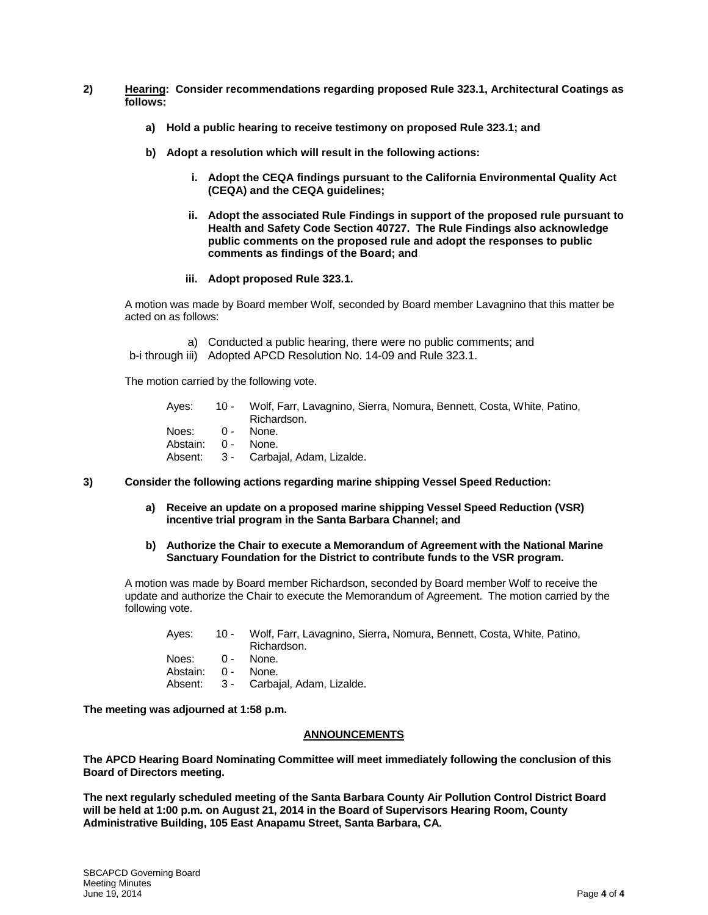**2) Hearing: Consider recommendations regarding proposed Rule 323.1, Architectural Coatings as follows:**

**a) Hold a public hearing to receive testimony on proposed Rule 323.1; and**

**b) Adopt a resolution which will result in the following actions:**

**i. Adopt the CEQA findings pursuant to the California Environmental Quality Act (CEQA) and the CEQA guidelines;**

**ii. Adopt the associated Rule Findings in support of the proposed rule pursuant to Health and Safety Code Section 40727. The Rule Findings also acknowledge public comments on the proposed rule and adopt the responses to public comments as findings of the Board; and**

**iii. Adopt proposed Rule 323.1.**

A motion was made by Board member Wolf, seconded by Board member Lavagnino that this matter be acted on as follows:

a) Conducted a public hearing, there were no public comments; and
b-i through iii) Adopted APCD Resolution No. 14-09 and Rule 323.1.

The motion carried by the following vote.

| | | |
|---|---|---|
| Ayes: | 10 - | Wolf, Farr, Lavagnino, Sierra, Nomura, Bennett, Costa, White, Patino, Richardson. |
| Noes: | 0 - | None. |
| Abstain: | 0 - | None. |
| Absent: | 3 - | Carbajal, Adam, Lizalde. |

**3) Consider the following actions regarding marine shipping Vessel Speed Reduction:**

**a) Receive an update on a proposed marine shipping Vessel Speed Reduction (VSR) incentive trial program in the Santa Barbara Channel; and**

**b) Authorize the Chair to execute a Memorandum of Agreement with the National Marine Sanctuary Foundation for the District to contribute funds to the VSR program.**

A motion was made by Board member Richardson, seconded by Board member Wolf to receive the update and authorize the Chair to execute the Memorandum of Agreement. The motion carried by the following vote.

| | | |
|---|---|---|
| Ayes: | 10 - | Wolf, Farr, Lavagnino, Sierra, Nomura, Bennett, Costa, White, Patino, Richardson. |
| Noes: | 0 - | None. |
| Abstain: | 0 - | None. |
| Absent: | 3 - | Carbajal, Adam, Lizalde. |

**The meeting was adjourned at 1:58 p.m.**

## ANNOUNCEMENTS

**The APCD Hearing Board Nominating Committee will meet immediately following the conclusion of this Board of Directors meeting.**

**The next regularly scheduled meeting of the Santa Barbara County Air Pollution Control District Board will be held at 1:00 p.m. on August 21, 2014 in the Board of Supervisors Hearing Room, County Administrative Building, 105 East Anapamu Street, Santa Barbara, CA.**